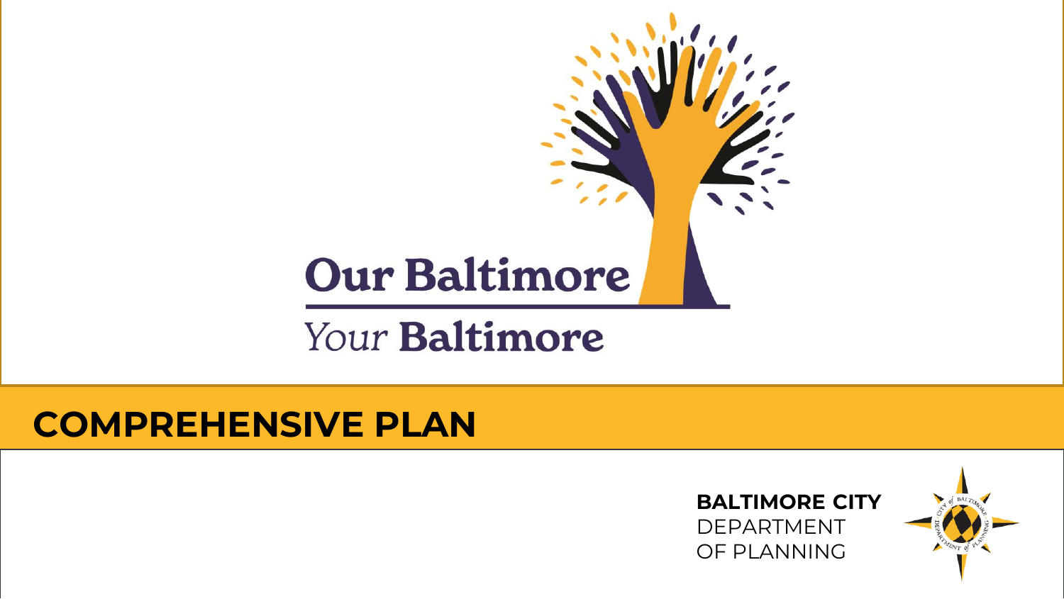# Our Baltimore

## Your Baltimore

# COMPREHENSIVE PLAN

**BALTIMORE CITY**
DEPARTMENT
OF PLANNING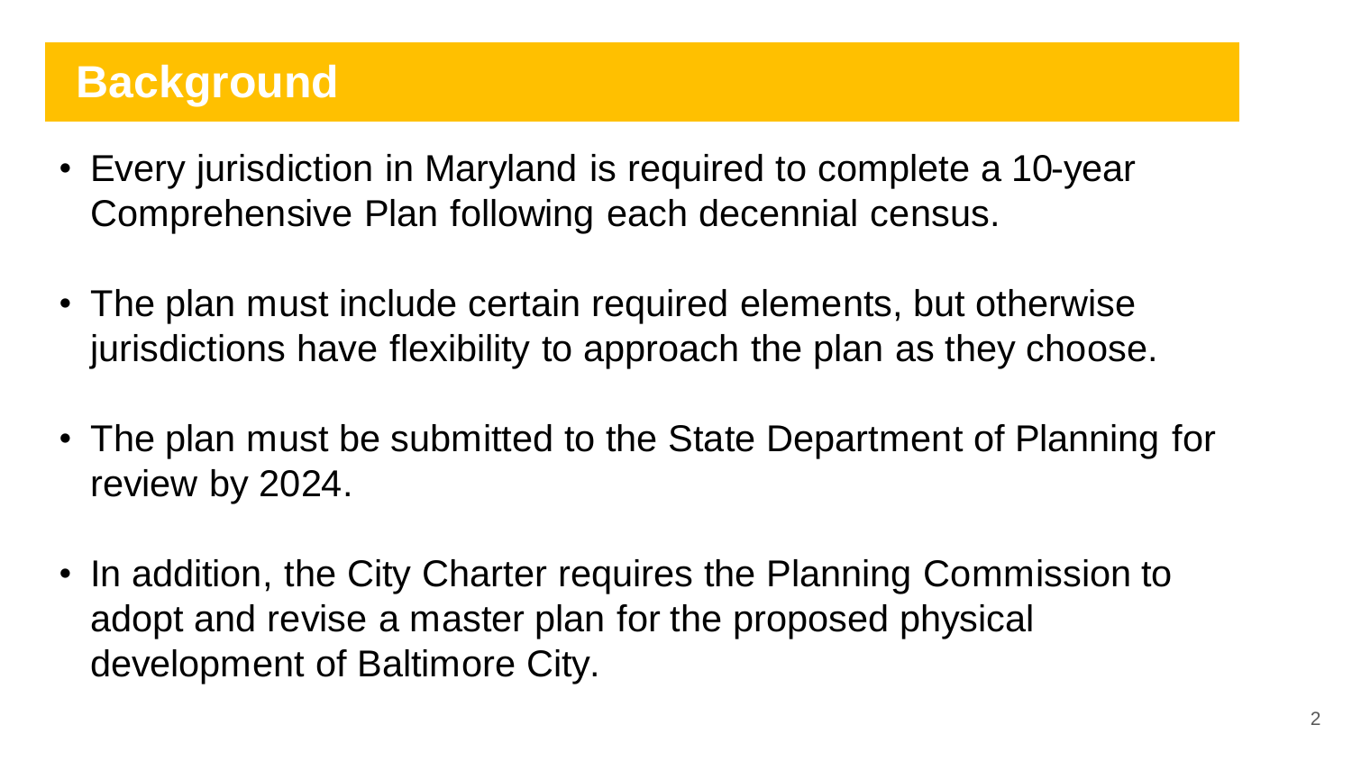# Background

- Every jurisdiction in Maryland is required to complete a 10-year Comprehensive Plan following each decennial census.
- The plan must include certain required elements, but otherwise jurisdictions have flexibility to approach the plan as they choose.
- The plan must be submitted to the State Department of Planning for review by 2024.
- In addition, the City Charter requires the Planning Commission to adopt and revise a master plan for the proposed physical development of Baltimore City.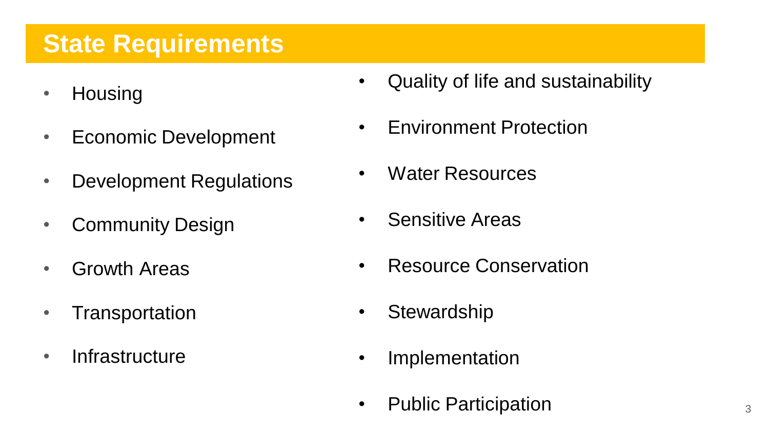# State Requirements

- Housing
- Economic Development
- Development Regulations
- Community Design
- Growth Areas
- Transportation
- Infrastructure
- Quality of life and sustainability
- Environment Protection
- Water Resources
- Sensitive Areas
- Resource Conservation
- Stewardship
- Implementation
- Public Participation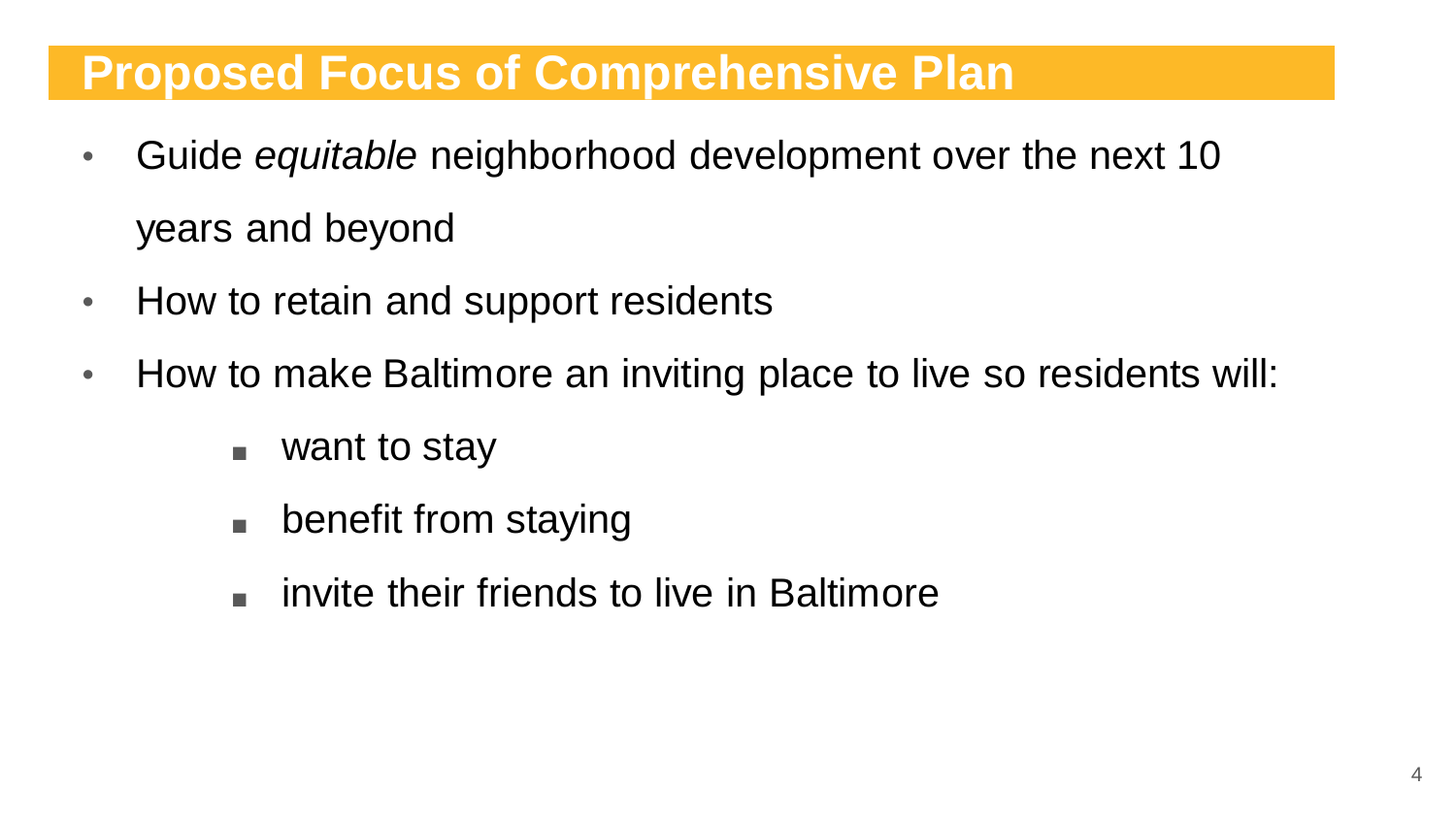# Proposed Focus of Comprehensive Plan

- Guide *equitable* neighborhood development over the next 10 years and beyond
- How to retain and support residents
- How to make Baltimore an inviting place to live so residents will:
  - want to stay
  - benefit from staying
  - invite their friends to live in Baltimore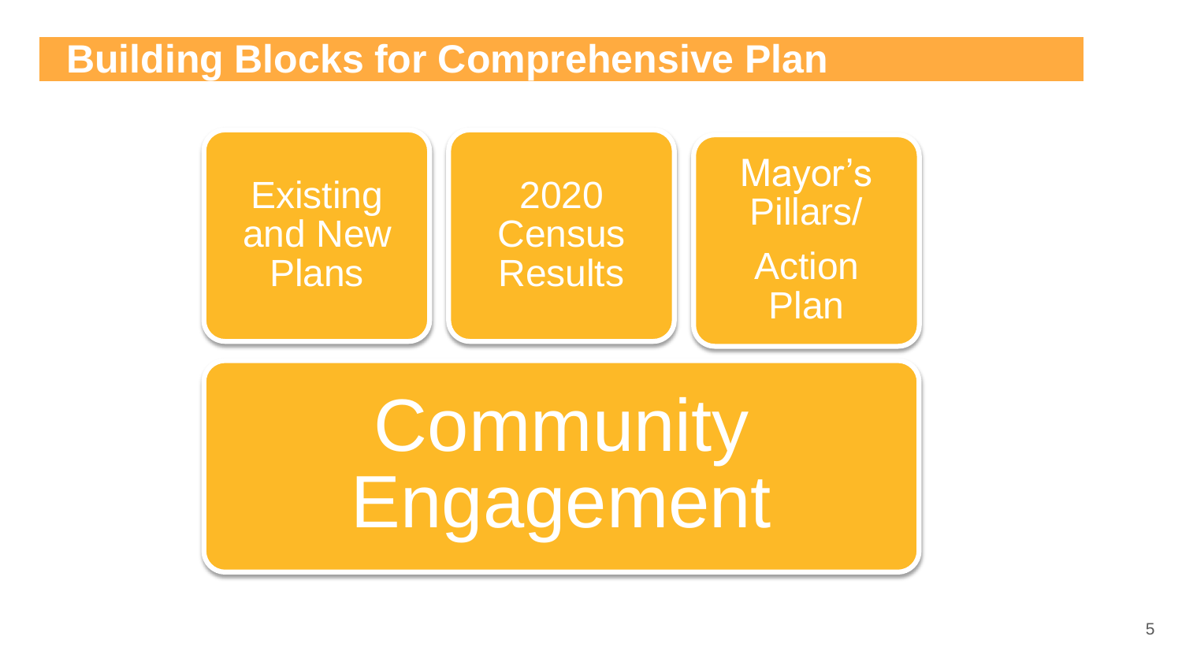# Building Blocks for Comprehensive Plan

- Existing and New Plans
- 2020 Census Results
- Mayor's Pillars/ Action Plan

**Community Engagement**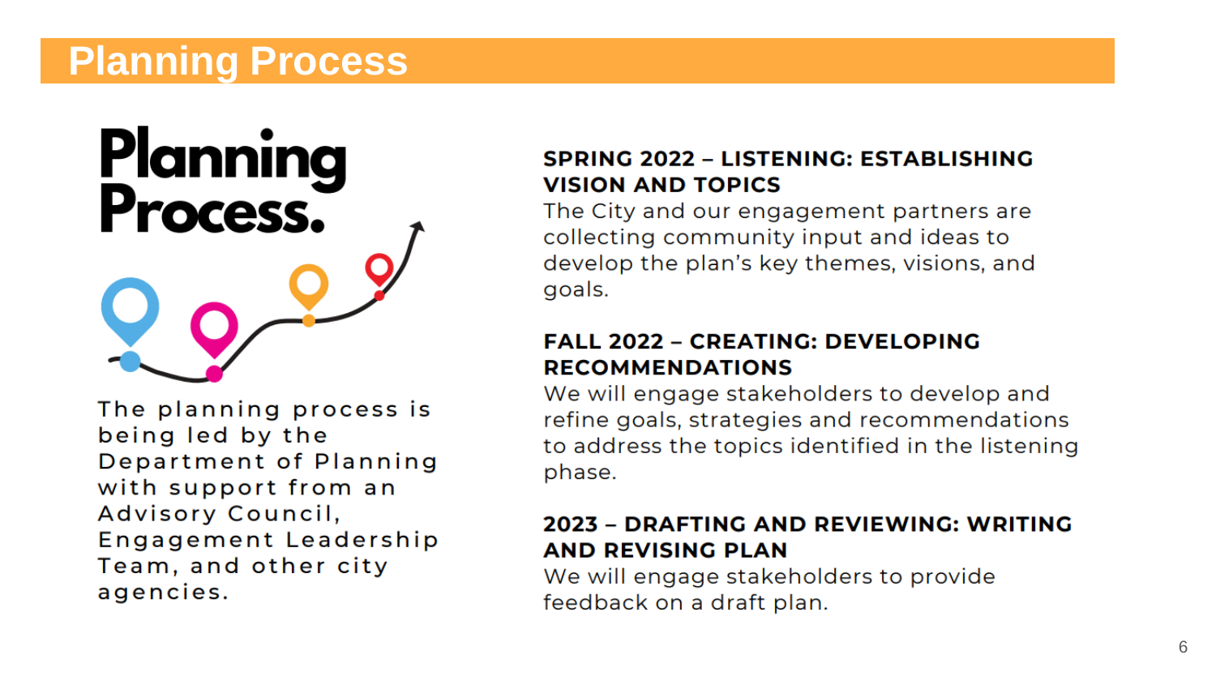# Planning Process

## Planning Process.

The planning process is being led by the Department of Planning with support from an Advisory Council, Engagement Leadership Team, and other city agencies.

**SPRING 2022 – LISTENING: ESTABLISHING VISION AND TOPICS**

The City and our engagement partners are collecting community input and ideas to develop the plan's key themes, visions, and goals.

**FALL 2022 – CREATING: DEVELOPING RECOMMENDATIONS**

We will engage stakeholders to develop and refine goals, strategies and recommendations to address the topics identified in the listening phase.

**2023 – DRAFTING AND REVIEWING: WRITING AND REVISING PLAN**

We will engage stakeholders to provide feedback on a draft plan.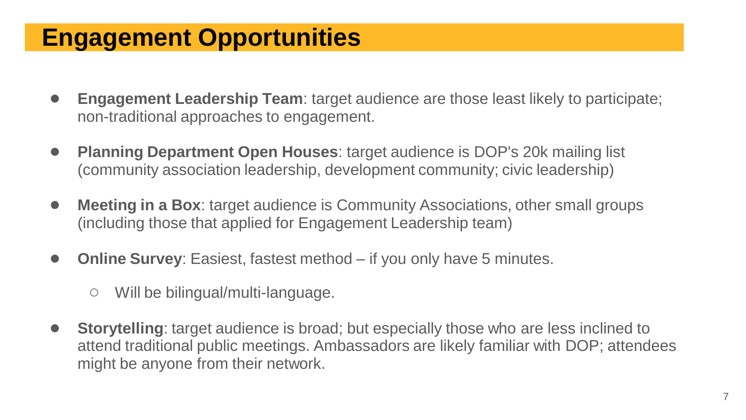# Engagement Opportunities

- **Engagement Leadership Team**: target audience are those least likely to participate; non-traditional approaches to engagement.
- **Planning Department Open Houses**: target audience is DOP's 20k mailing list (community association leadership, development community; civic leadership)
- **Meeting in a Box**: target audience is Community Associations, other small groups (including those that applied for Engagement Leadership team)
- **Online Survey**: Easiest, fastest method – if you only have 5 minutes.
  - Will be bilingual/multi-language.
- **Storytelling**: target audience is broad; but especially those who are less inclined to attend traditional public meetings. Ambassadors are likely familiar with DOP; attendees might be anyone from their network.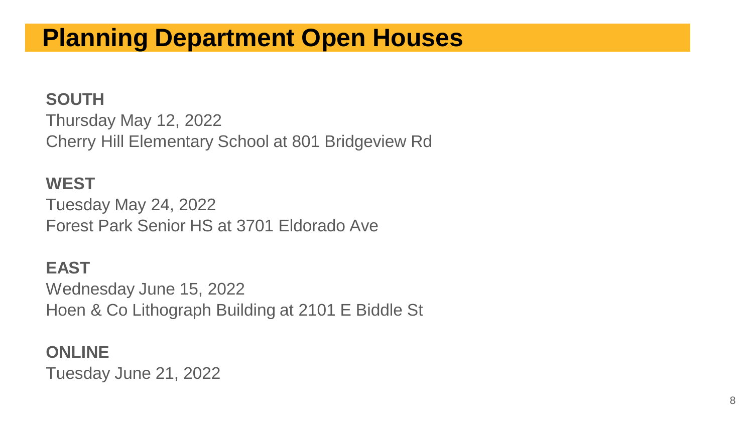# Planning Department Open Houses

**SOUTH**
Thursday May 12, 2022
Cherry Hill Elementary School at 801 Bridgeview Rd

**WEST**
Tuesday May 24, 2022
Forest Park Senior HS at 3701 Eldorado Ave

**EAST**
Wednesday June 15, 2022
Hoen & Co Lithograph Building at 2101 E Biddle St

**ONLINE**
Tuesday June 21, 2022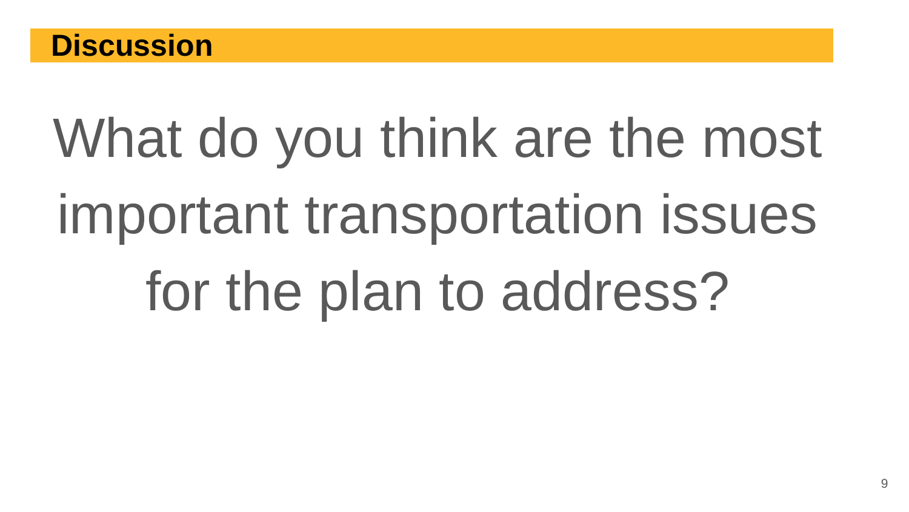## Discussion

What do you think are the most important transportation issues for the plan to address?